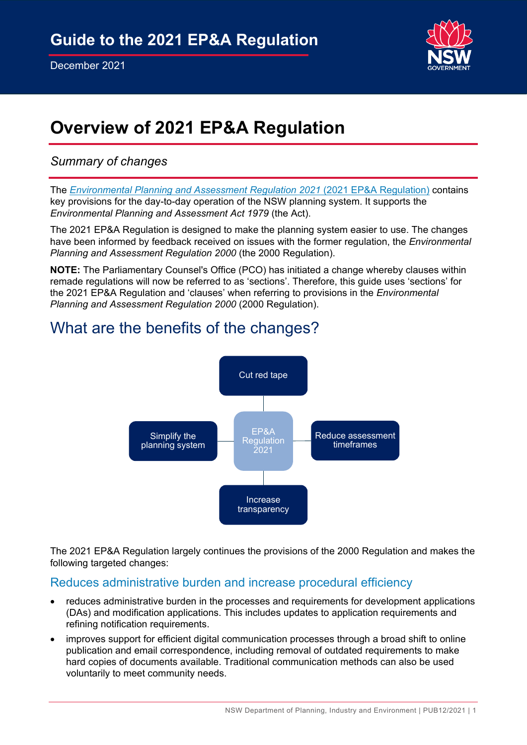# Guide to the 2021 EP&A Regulation

December 2021

# Overview of 2021 EP&A Regulation

*Summary of changes*

The *Environmental Planning and Assessment Regulation 2021* (2021 EP&A Regulation) contains key provisions for the day-to-day operation of the NSW planning system. It supports the *Environmental Planning and Assessment Act 1979* (the Act).

The 2021 EP&A Regulation is designed to make the planning system easier to use. The changes have been informed by feedback received on issues with the former regulation, the *Environmental Planning and Assessment Regulation 2000* (the 2000 Regulation).

**NOTE:** The Parliamentary Counsel's Office (PCO) has initiated a change whereby clauses within remade regulations will now be referred to as 'sections'. Therefore, this guide uses 'sections' for the 2021 EP&A Regulation and 'clauses' when referring to provisions in the *Environmental Planning and Assessment Regulation 2000* (2000 Regulation).

## What are the benefits of the changes?

EP&A Regulation 2021:

- Cut red tape
- Simplify the planning system
- Reduce assessment timeframes
- Increase transparency

The 2021 EP&A Regulation largely continues the provisions of the 2000 Regulation and makes the following targeted changes:

### Reduces administrative burden and increase procedural efficiency

- reduces administrative burden in the processes and requirements for development applications (DAs) and modification applications. This includes updates to application requirements and refining notification requirements.
- improves support for efficient digital communication processes through a broad shift to online publication and email correspondence, including removal of outdated requirements to make hard copies of documents available. Traditional communication methods can also be used voluntarily to meet community needs.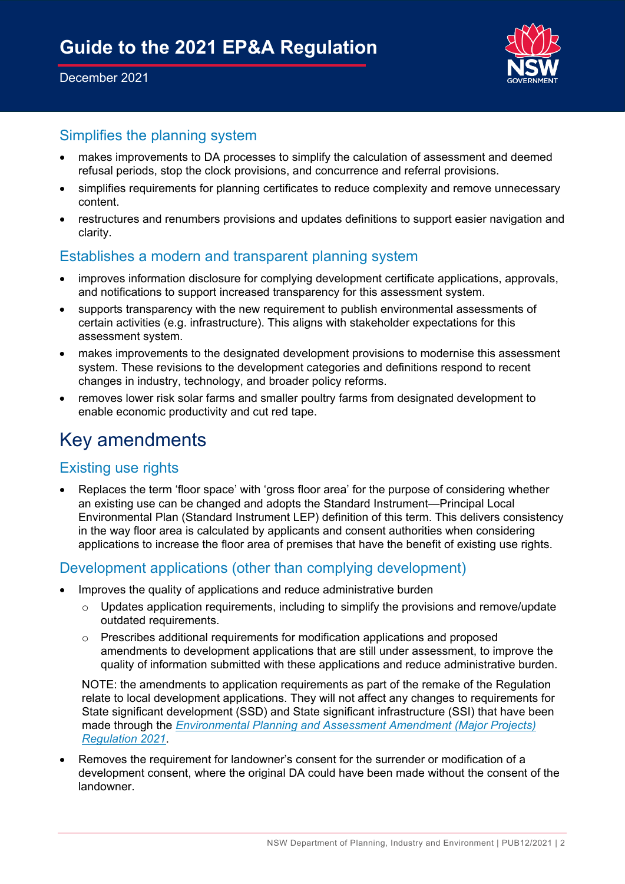## Simplifies the planning system

- makes improvements to DA processes to simplify the calculation of assessment and deemed refusal periods, stop the clock provisions, and concurrence and referral provisions.
- simplifies requirements for planning certificates to reduce complexity and remove unnecessary content.
- restructures and renumbers provisions and updates definitions to support easier navigation and clarity.

## Establishes a modern and transparent planning system

- improves information disclosure for complying development certificate applications, approvals, and notifications to support increased transparency for this assessment system.
- supports transparency with the new requirement to publish environmental assessments of certain activities (e.g. infrastructure). This aligns with stakeholder expectations for this assessment system.
- makes improvements to the designated development provisions to modernise this assessment system. These revisions to the development categories and definitions respond to recent changes in industry, technology, and broader policy reforms.
- removes lower risk solar farms and smaller poultry farms from designated development to enable economic productivity and cut red tape.

# Key amendments

## Existing use rights

- Replaces the term 'floor space' with 'gross floor area' for the purpose of considering whether an existing use can be changed and adopts the Standard Instrument—Principal Local Environmental Plan (Standard Instrument LEP) definition of this term. This delivers consistency in the way floor area is calculated by applicants and consent authorities when considering applications to increase the floor area of premises that have the benefit of existing use rights.

## Development applications (other than complying development)

- Improves the quality of applications and reduce administrative burden
  - Updates application requirements, including to simplify the provisions and remove/update outdated requirements.
  - Prescribes additional requirements for modification applications and proposed amendments to development applications that are still under assessment, to improve the quality of information submitted with these applications and reduce administrative burden.

  NOTE: the amendments to application requirements as part of the remake of the Regulation relate to local development applications. They will not affect any changes to requirements for State significant development (SSD) and State significant infrastructure (SSI) that have been made through the *Environmental Planning and Assessment Amendment (Major Projects) Regulation 2021*.

- Removes the requirement for landowner's consent for the surrender or modification of a development consent, where the original DA could have been made without the consent of the landowner.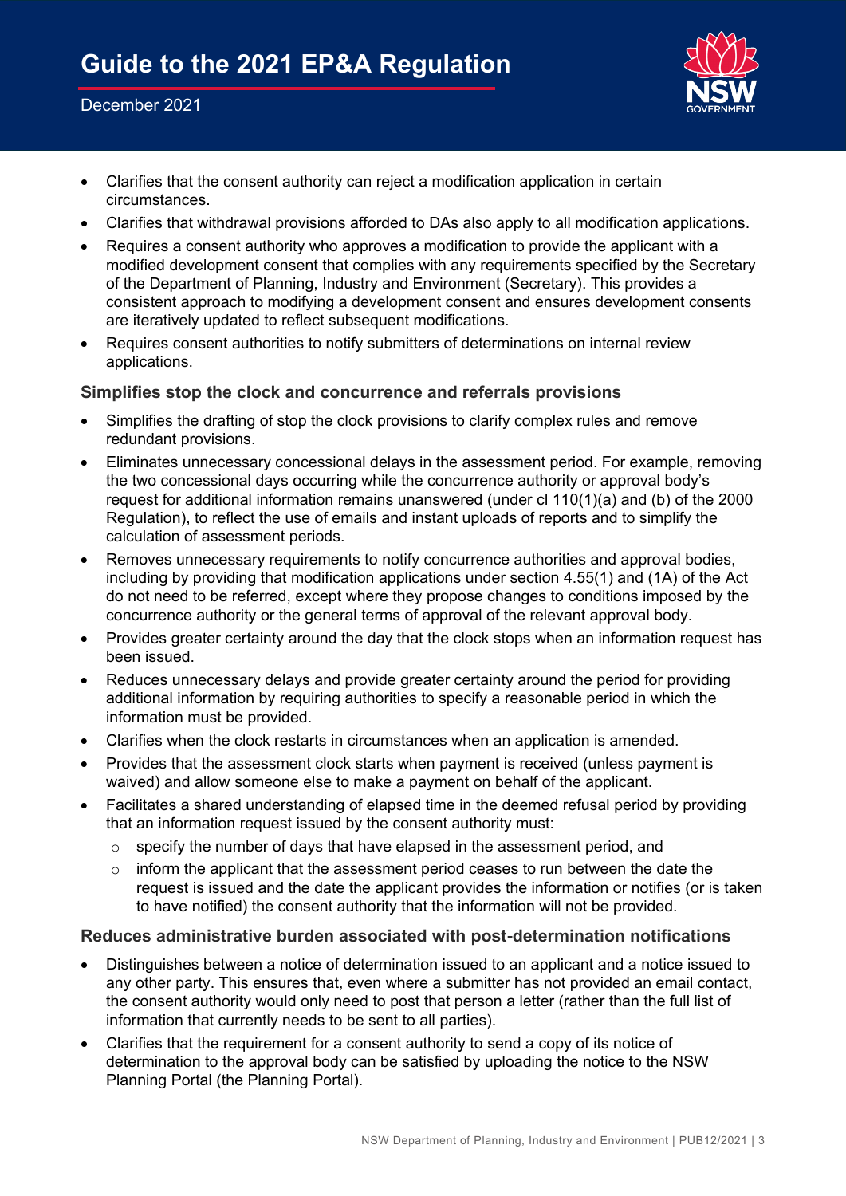- Clarifies that the consent authority can reject a modification application in certain circumstances.
- Clarifies that withdrawal provisions afforded to DAs also apply to all modification applications.
- Requires a consent authority who approves a modification to provide the applicant with a modified development consent that complies with any requirements specified by the Secretary of the Department of Planning, Industry and Environment (Secretary). This provides a consistent approach to modifying a development consent and ensures development consents are iteratively updated to reflect subsequent modifications.
- Requires consent authorities to notify submitters of determinations on internal review applications.

### Simplifies stop the clock and concurrence and referrals provisions

- Simplifies the drafting of stop the clock provisions to clarify complex rules and remove redundant provisions.
- Eliminates unnecessary concessional delays in the assessment period. For example, removing the two concessional days occurring while the concurrence authority or approval body's request for additional information remains unanswered (under cl 110(1)(a) and (b) of the 2000 Regulation), to reflect the use of emails and instant uploads of reports and to simplify the calculation of assessment periods.
- Removes unnecessary requirements to notify concurrence authorities and approval bodies, including by providing that modification applications under section 4.55(1) and (1A) of the Act do not need to be referred, except where they propose changes to conditions imposed by the concurrence authority or the general terms of approval of the relevant approval body.
- Provides greater certainty around the day that the clock stops when an information request has been issued.
- Reduces unnecessary delays and provide greater certainty around the period for providing additional information by requiring authorities to specify a reasonable period in which the information must be provided.
- Clarifies when the clock restarts in circumstances when an application is amended.
- Provides that the assessment clock starts when payment is received (unless payment is waived) and allow someone else to make a payment on behalf of the applicant.
- Facilitates a shared understanding of elapsed time in the deemed refusal period by providing that an information request issued by the consent authority must:
  - specify the number of days that have elapsed in the assessment period, and
  - inform the applicant that the assessment period ceases to run between the date the request is issued and the date the applicant provides the information or notifies (or is taken to have notified) the consent authority that the information will not be provided.

### Reduces administrative burden associated with post-determination notifications

- Distinguishes between a notice of determination issued to an applicant and a notice issued to any other party. This ensures that, even where a submitter has not provided an email contact, the consent authority would only need to post that person a letter (rather than the full list of information that currently needs to be sent to all parties).
- Clarifies that the requirement for a consent authority to send a copy of its notice of determination to the approval body can be satisfied by uploading the notice to the NSW Planning Portal (the Planning Portal).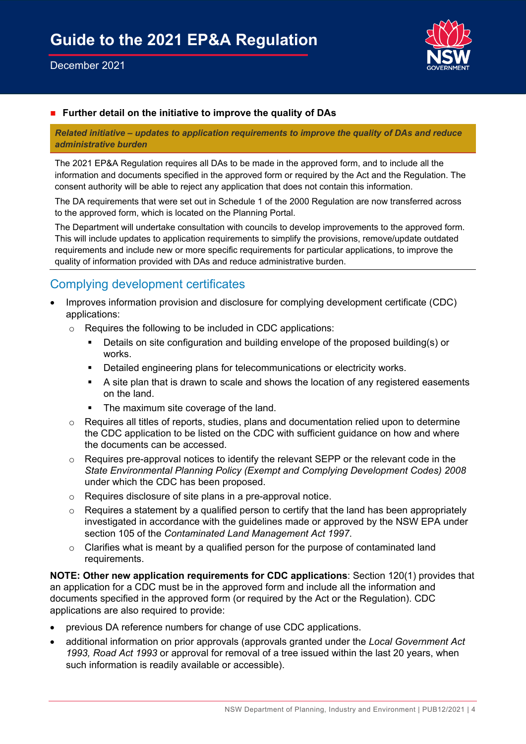- **Further detail on the initiative to improve the quality of DAs**

***Related initiative – updates to application requirements to improve the quality of DAs and reduce administrative burden***

The 2021 EP&A Regulation requires all DAs to be made in the approved form, and to include all the information and documents specified in the approved form or required by the Act and the Regulation. The consent authority will be able to reject any application that does not contain this information.

The DA requirements that were set out in Schedule 1 of the 2000 Regulation are now transferred across to the approved form, which is located on the Planning Portal.

The Department will undertake consultation with councils to develop improvements to the approved form. This will include updates to application requirements to simplify the provisions, remove/update outdated requirements and include new or more specific requirements for particular applications, to improve the quality of information provided with DAs and reduce administrative burden.

## Complying development certificates

- Improves information provision and disclosure for complying development certificate (CDC) applications:
  - Requires the following to be included in CDC applications:
    - Details on site configuration and building envelope of the proposed building(s) or works.
    - Detailed engineering plans for telecommunications or electricity works.
    - A site plan that is drawn to scale and shows the location of any registered easements on the land.
    - The maximum site coverage of the land.
  - Requires all titles of reports, studies, plans and documentation relied upon to determine the CDC application to be listed on the CDC with sufficient guidance on how and where the documents can be accessed.
  - Requires pre-approval notices to identify the relevant SEPP or the relevant code in the *State Environmental Planning Policy (Exempt and Complying Development Codes) 2008* under which the CDC has been proposed.
  - Requires disclosure of site plans in a pre-approval notice.
  - Requires a statement by a qualified person to certify that the land has been appropriately investigated in accordance with the guidelines made or approved by the NSW EPA under section 105 of the *Contaminated Land Management Act 1997*.
  - Clarifies what is meant by a qualified person for the purpose of contaminated land requirements.

**NOTE: Other new application requirements for CDC applications**: Section 120(1) provides that an application for a CDC must be in the approved form and include all the information and documents specified in the approved form (or required by the Act or the Regulation). CDC applications are also required to provide:

- previous DA reference numbers for change of use CDC applications.
- additional information on prior approvals (approvals granted under the *Local Government Act 1993, Road Act 1993* or approval for removal of a tree issued within the last 20 years, when such information is readily available or accessible).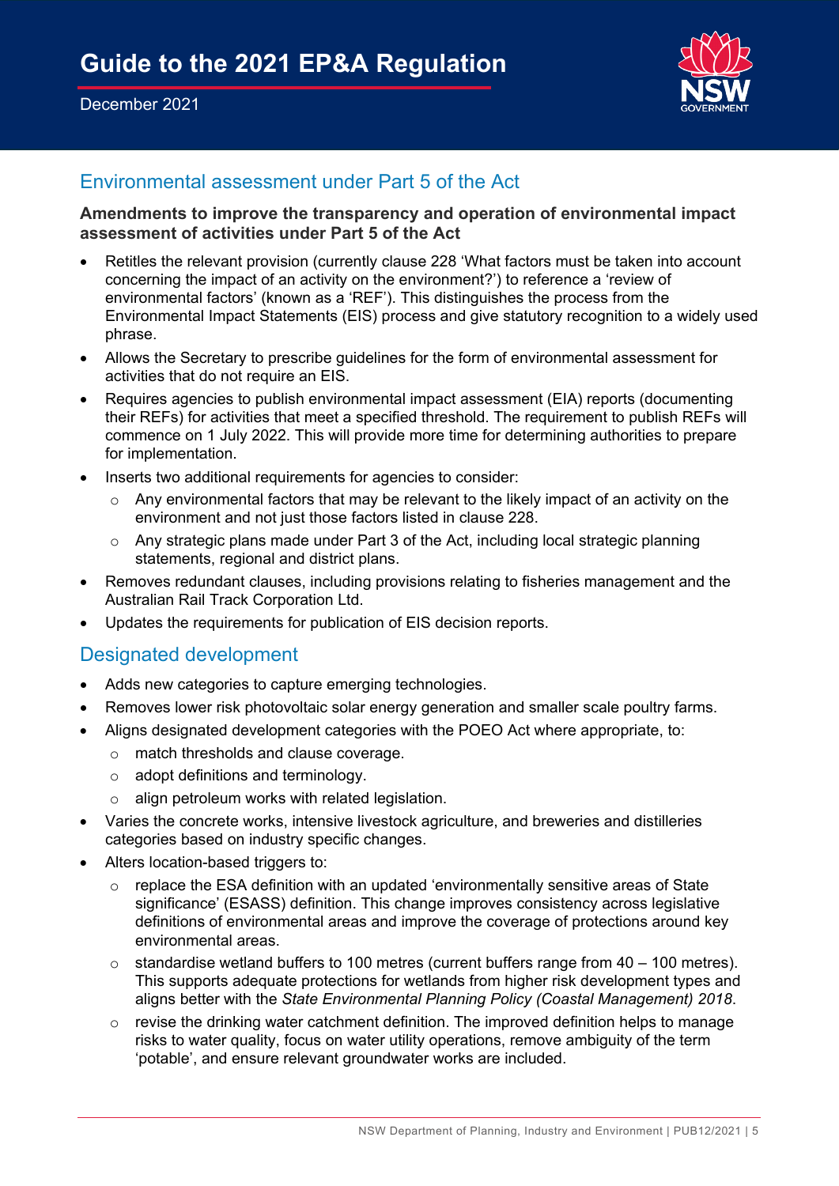## Environmental assessment under Part 5 of the Act

**Amendments to improve the transparency and operation of environmental impact assessment of activities under Part 5 of the Act**

- Retitles the relevant provision (currently clause 228 'What factors must be taken into account concerning the impact of an activity on the environment?') to reference a 'review of environmental factors' (known as a 'REF'). This distinguishes the process from the Environmental Impact Statements (EIS) process and give statutory recognition to a widely used phrase.
- Allows the Secretary to prescribe guidelines for the form of environmental assessment for activities that do not require an EIS.
- Requires agencies to publish environmental impact assessment (EIA) reports (documenting their REFs) for activities that meet a specified threshold. The requirement to publish REFs will commence on 1 July 2022. This will provide more time for determining authorities to prepare for implementation.
- Inserts two additional requirements for agencies to consider:
  - Any environmental factors that may be relevant to the likely impact of an activity on the environment and not just those factors listed in clause 228.
  - Any strategic plans made under Part 3 of the Act, including local strategic planning statements, regional and district plans.
- Removes redundant clauses, including provisions relating to fisheries management and the Australian Rail Track Corporation Ltd.
- Updates the requirements for publication of EIS decision reports.

## Designated development

- Adds new categories to capture emerging technologies.
- Removes lower risk photovoltaic solar energy generation and smaller scale poultry farms.
- Aligns designated development categories with the POEO Act where appropriate, to:
  - match thresholds and clause coverage.
  - adopt definitions and terminology.
  - align petroleum works with related legislation.
- Varies the concrete works, intensive livestock agriculture, and breweries and distilleries categories based on industry specific changes.
- Alters location-based triggers to:
  - replace the ESA definition with an updated 'environmentally sensitive areas of State significance' (ESASS) definition. This change improves consistency across legislative definitions of environmental areas and improve the coverage of protections around key environmental areas.
  - standardise wetland buffers to 100 metres (current buffers range from 40 – 100 metres). This supports adequate protections for wetlands from higher risk development types and aligns better with the *State Environmental Planning Policy (Coastal Management) 2018*.
  - revise the drinking water catchment definition. The improved definition helps to manage risks to water quality, focus on water utility operations, remove ambiguity of the term 'potable', and ensure relevant groundwater works are included.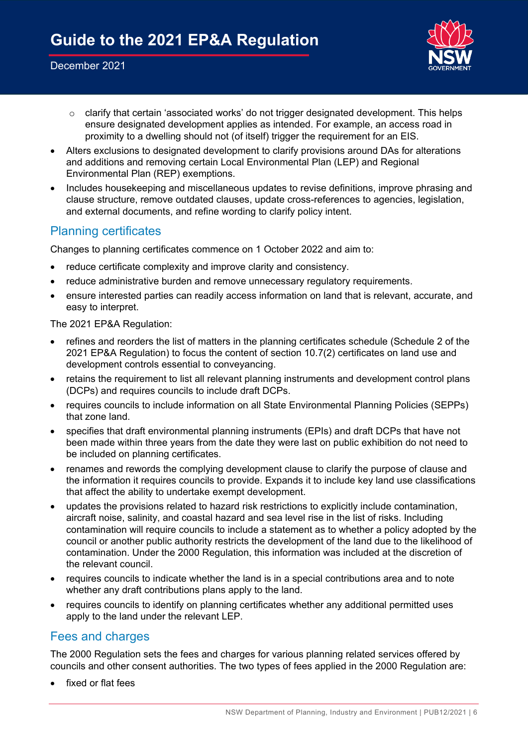- clarify that certain 'associated works' do not trigger designated development. This helps ensure designated development applies as intended. For example, an access road in proximity to a dwelling should not (of itself) trigger the requirement for an EIS.

- Alters exclusions to designated development to clarify provisions around DAs for alterations and additions and removing certain Local Environmental Plan (LEP) and Regional Environmental Plan (REP) exemptions.
- Includes housekeeping and miscellaneous updates to revise definitions, improve phrasing and clause structure, remove outdated clauses, update cross-references to agencies, legislation, and external documents, and refine wording to clarify policy intent.

## Planning certificates

Changes to planning certificates commence on 1 October 2022 and aim to:

- reduce certificate complexity and improve clarity and consistency.
- reduce administrative burden and remove unnecessary regulatory requirements.
- ensure interested parties can readily access information on land that is relevant, accurate, and easy to interpret.

The 2021 EP&A Regulation:

- refines and reorders the list of matters in the planning certificates schedule (Schedule 2 of the 2021 EP&A Regulation) to focus the content of section 10.7(2) certificates on land use and development controls essential to conveyancing.
- retains the requirement to list all relevant planning instruments and development control plans (DCPs) and requires councils to include draft DCPs.
- requires councils to include information on all State Environmental Planning Policies (SEPPs) that zone land.
- specifies that draft environmental planning instruments (EPIs) and draft DCPs that have not been made within three years from the date they were last on public exhibition do not need to be included on planning certificates.
- renames and rewords the complying development clause to clarify the purpose of clause and the information it requires councils to provide. Expands it to include key land use classifications that affect the ability to undertake exempt development.
- updates the provisions related to hazard risk restrictions to explicitly include contamination, aircraft noise, salinity, and coastal hazard and sea level rise in the list of risks. Including contamination will require councils to include a statement as to whether a policy adopted by the council or another public authority restricts the development of the land due to the likelihood of contamination. Under the 2000 Regulation, this information was included at the discretion of the relevant council.
- requires councils to indicate whether the land is in a special contributions area and to note whether any draft contributions plans apply to the land.
- requires councils to identify on planning certificates whether any additional permitted uses apply to the land under the relevant LEP.

## Fees and charges

The 2000 Regulation sets the fees and charges for various planning related services offered by councils and other consent authorities. The two types of fees applied in the 2000 Regulation are:

- fixed or flat fees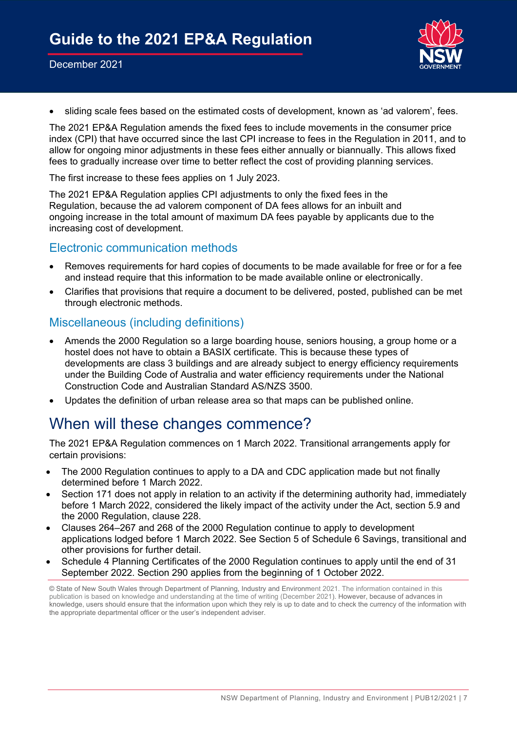- sliding scale fees based on the estimated costs of development, known as 'ad valorem', fees.

The 2021 EP&A Regulation amends the fixed fees to include movements in the consumer price index (CPI) that have occurred since the last CPI increase to fees in the Regulation in 2011, and to allow for ongoing minor adjustments in these fees either annually or biannually. This allows fixed fees to gradually increase over time to better reflect the cost of providing planning services.

The first increase to these fees applies on 1 July 2023.

The 2021 EP&A Regulation applies CPI adjustments to only the fixed fees in the Regulation, because the ad valorem component of DA fees allows for an inbuilt and ongoing increase in the total amount of maximum DA fees payable by applicants due to the increasing cost of development.

### Electronic communication methods

- Removes requirements for hard copies of documents to be made available for free or for a fee and instead require that this information to be made available online or electronically.
- Clarifies that provisions that require a document to be delivered, posted, published can be met through electronic methods.

### Miscellaneous (including definitions)

- Amends the 2000 Regulation so a large boarding house, seniors housing, a group home or a hostel does not have to obtain a BASIX certificate. This is because these types of developments are class 3 buildings and are already subject to energy efficiency requirements under the Building Code of Australia and water efficiency requirements under the National Construction Code and Australian Standard AS/NZS 3500.
- Updates the definition of urban release area so that maps can be published online.

## When will these changes commence?

The 2021 EP&A Regulation commences on 1 March 2022. Transitional arrangements apply for certain provisions:

- The 2000 Regulation continues to apply to a DA and CDC application made but not finally determined before 1 March 2022.
- Section 171 does not apply in relation to an activity if the determining authority had, immediately before 1 March 2022, considered the likely impact of the activity under the Act, section 5.9 and the 2000 Regulation, clause 228.
- Clauses 264–267 and 268 of the 2000 Regulation continue to apply to development applications lodged before 1 March 2022. See Section 5 of Schedule 6 Savings, transitional and other provisions for further detail.
- Schedule 4 Planning Certificates of the 2000 Regulation continues to apply until the end of 31 September 2022. Section 290 applies from the beginning of 1 October 2022.

© State of New South Wales through Department of Planning, Industry and Environment 2021. The information contained in this publication is based on knowledge and understanding at the time of writing (December 2021). However, because of advances in knowledge, users should ensure that the information upon which they rely is up to date and to check the currency of the information with the appropriate departmental officer or the user's independent adviser.